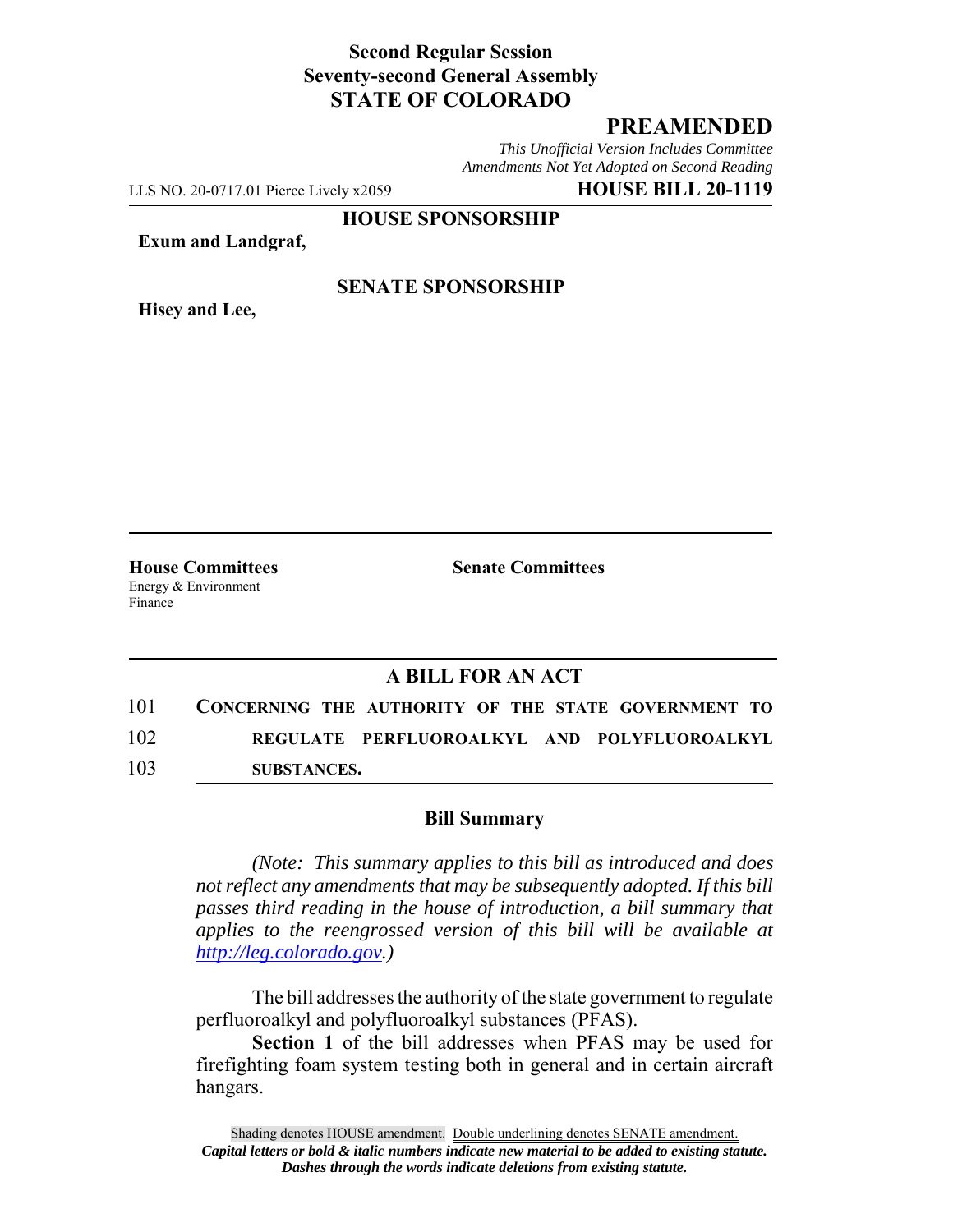**Second Regular Session**
**Seventy-second General Assembly**
**STATE OF COLORADO**

## PREAMENDED

*This Unofficial Version Includes Committee Amendments Not Yet Adopted on Second Reading*

LLS NO. 20-0717.01 Pierce Lively x2059 **HOUSE BILL 20-1119**

**HOUSE SPONSORSHIP**

**Exum and Landgraf,**

**SENATE SPONSORSHIP**

**Hisey and Lee,**

| **House Committees** | **Senate Committees** |
| --- | --- |
| Energy & Environment | |
| Finance | |

## A BILL FOR AN ACT

101 **CONCERNING THE AUTHORITY OF THE STATE GOVERNMENT TO**
102 **REGULATE PERFLUOROALKYL AND POLYFLUOROALKYL**
103 **SUBSTANCES.**

### Bill Summary

*(Note: This summary applies to this bill as introduced and does not reflect any amendments that may be subsequently adopted. If this bill passes third reading in the house of introduction, a bill summary that applies to the reengrossed version of this bill will be available at http://leg.colorado.gov.)*

The bill addresses the authority of the state government to regulate perfluoroalkyl and polyfluoroalkyl substances (PFAS).

**Section 1** of the bill addresses when PFAS may be used for firefighting foam system testing both in general and in certain aircraft hangars.

Shading denotes HOUSE amendment. Double underlining denotes SENATE amendment.
*Capital letters or bold & italic numbers indicate new material to be added to existing statute.*
*Dashes through the words indicate deletions from existing statute.*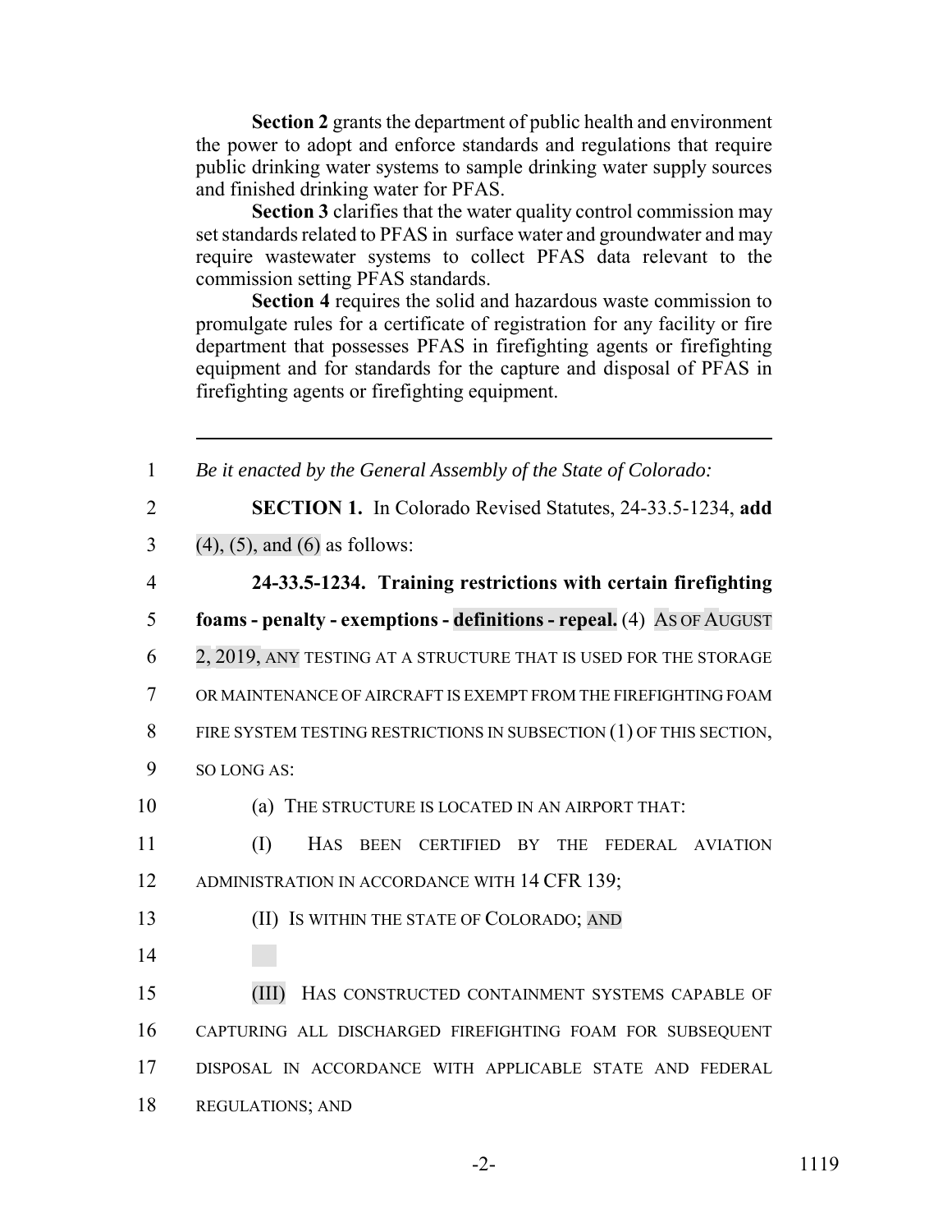**Section 2** grants the department of public health and environment the power to adopt and enforce standards and regulations that require public drinking water systems to sample drinking water supply sources and finished drinking water for PFAS.

**Section 3** clarifies that the water quality control commission may set standards related to PFAS in surface water and groundwater and may require wastewater systems to collect PFAS data relevant to the commission setting PFAS standards.

**Section 4** requires the solid and hazardous waste commission to promulgate rules for a certificate of registration for any facility or fire department that possesses PFAS in firefighting agents or firefighting equipment and for standards for the capture and disposal of PFAS in firefighting agents or firefighting equipment.

---

1 *Be it enacted by the General Assembly of the State of Colorado:*

2 **SECTION 1.** In Colorado Revised Statutes, 24-33.5-1234, **add**
3 (4), (5), and (6) as follows:

4 **24-33.5-1234. Training restrictions with certain firefighting**
5 **foams - penalty - exemptions - definitions - repeal.** (4) AS OF AUGUST
6 2, 2019, ANY TESTING AT A STRUCTURE THAT IS USED FOR THE STORAGE
7 OR MAINTENANCE OF AIRCRAFT IS EXEMPT FROM THE FIREFIGHTING FOAM
8 FIRE SYSTEM TESTING RESTRICTIONS IN SUBSECTION (1) OF THIS SECTION,
9 SO LONG AS:

10 (a) THE STRUCTURE IS LOCATED IN AN AIRPORT THAT:

11 (I) HAS BEEN CERTIFIED BY THE FEDERAL AVIATION
12 ADMINISTRATION IN ACCORDANCE WITH 14 CFR 139;

13 (II) IS WITHIN THE STATE OF COLORADO; AND

14

15 (III) HAS CONSTRUCTED CONTAINMENT SYSTEMS CAPABLE OF
16 CAPTURING ALL DISCHARGED FIREFIGHTING FOAM FOR SUBSEQUENT
17 DISPOSAL IN ACCORDANCE WITH APPLICABLE STATE AND FEDERAL
18 REGULATIONS; AND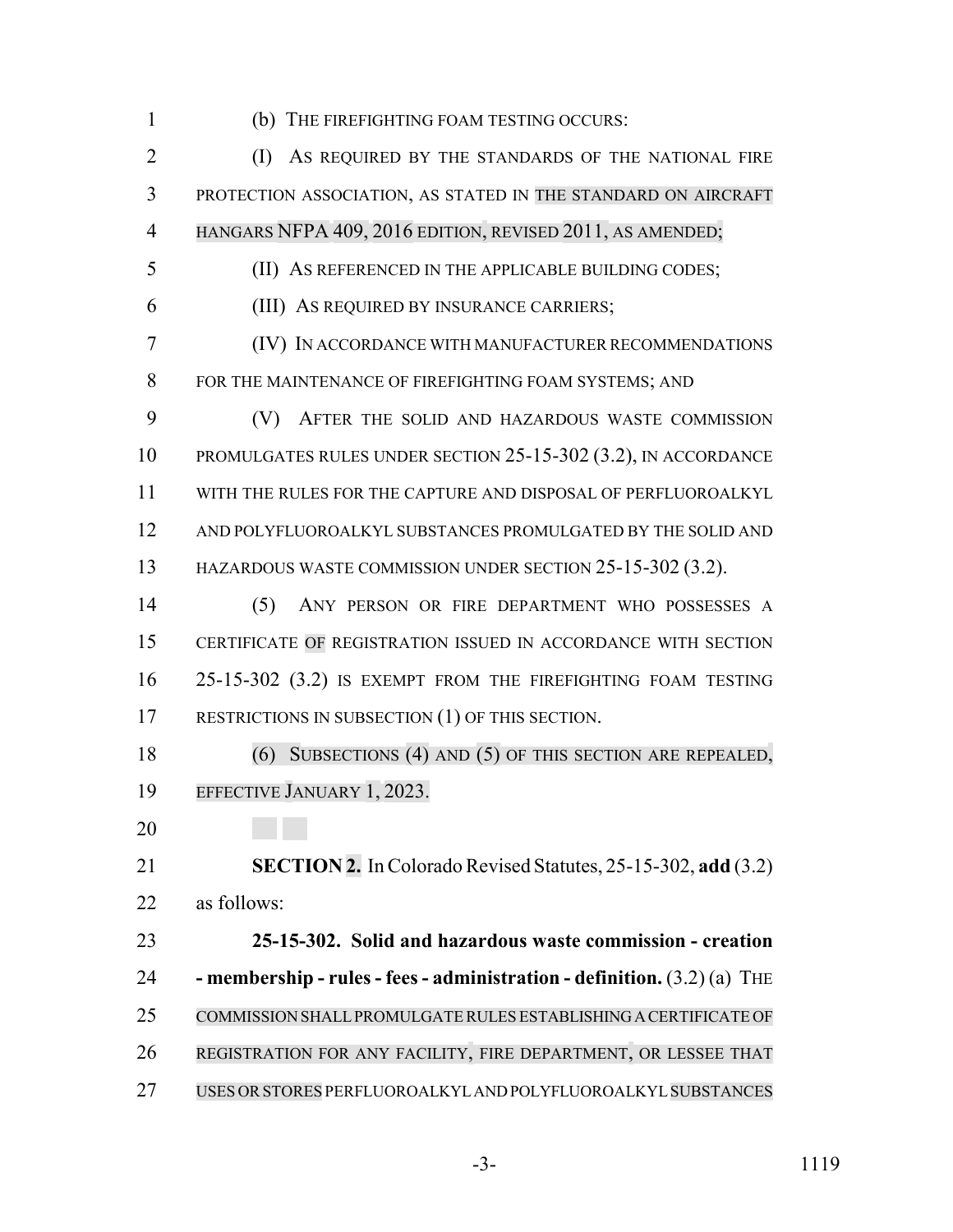(b) THE FIREFIGHTING FOAM TESTING OCCURS:

(I) AS REQUIRED BY THE STANDARDS OF THE NATIONAL FIRE PROTECTION ASSOCIATION, AS STATED IN THE STANDARD ON AIRCRAFT HANGARS NFPA 409, 2016 EDITION, REVISED 2011, AS AMENDED;

(II) AS REFERENCED IN THE APPLICABLE BUILDING CODES;

(III) AS REQUIRED BY INSURANCE CARRIERS;

(IV) IN ACCORDANCE WITH MANUFACTURER RECOMMENDATIONS FOR THE MAINTENANCE OF FIREFIGHTING FOAM SYSTEMS; AND

(V) AFTER THE SOLID AND HAZARDOUS WASTE COMMISSION PROMULGATES RULES UNDER SECTION 25-15-302 (3.2), IN ACCORDANCE WITH THE RULES FOR THE CAPTURE AND DISPOSAL OF PERFLUOROALKYL AND POLYFLUOROALKYL SUBSTANCES PROMULGATED BY THE SOLID AND HAZARDOUS WASTE COMMISSION UNDER SECTION 25-15-302 (3.2).

(5) ANY PERSON OR FIRE DEPARTMENT WHO POSSESSES A CERTIFICATE OF REGISTRATION ISSUED IN ACCORDANCE WITH SECTION 25-15-302 (3.2) IS EXEMPT FROM THE FIREFIGHTING FOAM TESTING RESTRICTIONS IN SUBSECTION (1) OF THIS SECTION.

(6) SUBSECTIONS (4) AND (5) OF THIS SECTION ARE REPEALED, EFFECTIVE JANUARY 1, 2023.

**SECTION 2.** In Colorado Revised Statutes, 25-15-302, **add** (3.2) as follows:

**25-15-302. Solid and hazardous waste commission - creation - membership - rules - fees - administration - definition.** (3.2) (a) THE COMMISSION SHALL PROMULGATE RULES ESTABLISHING A CERTIFICATE OF REGISTRATION FOR ANY FACILITY, FIRE DEPARTMENT, OR LESSEE THAT USES OR STORES PERFLUOROALKYL AND POLYFLUOROALKYL SUBSTANCES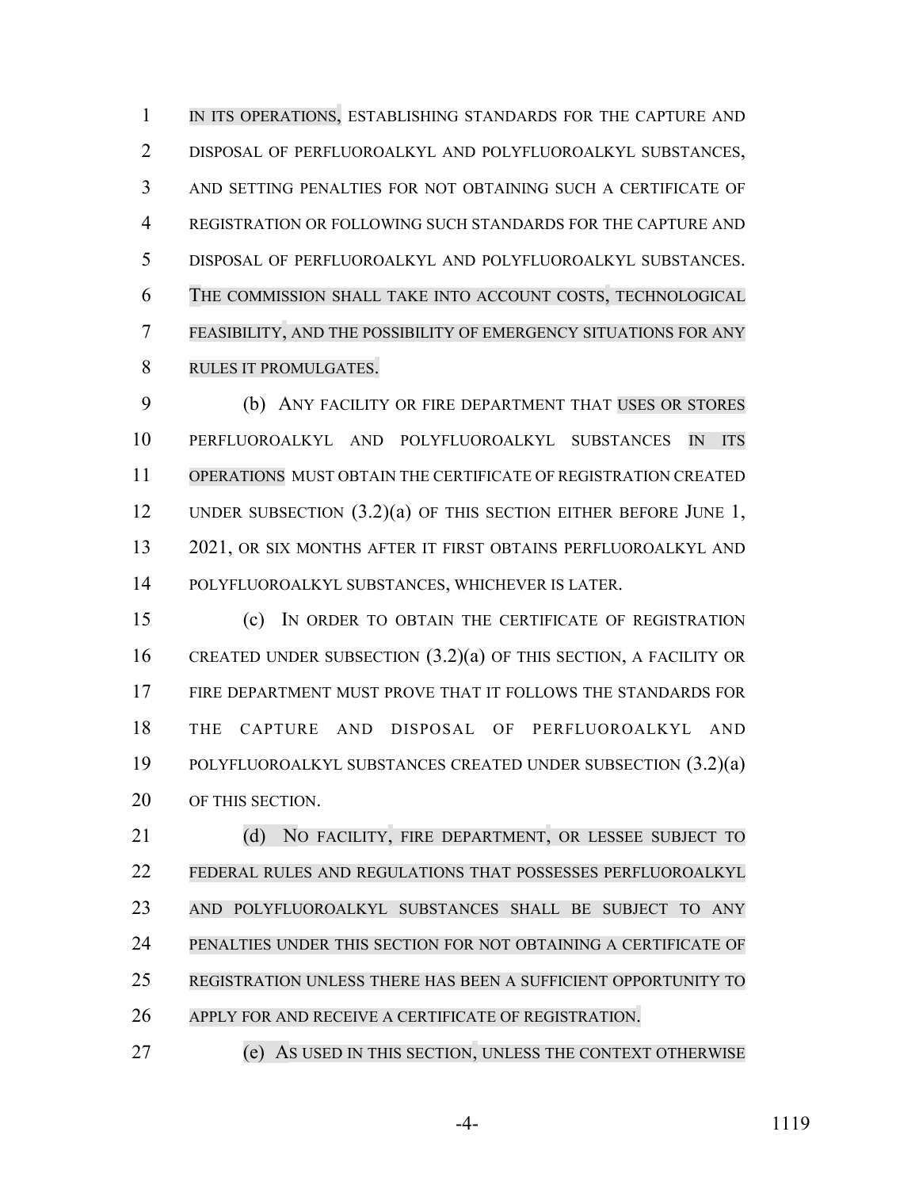IN ITS OPERATIONS, ESTABLISHING STANDARDS FOR THE CAPTURE AND DISPOSAL OF PERFLUOROALKYL AND POLYFLUOROALKYL SUBSTANCES, AND SETTING PENALTIES FOR NOT OBTAINING SUCH A CERTIFICATE OF REGISTRATION OR FOLLOWING SUCH STANDARDS FOR THE CAPTURE AND DISPOSAL OF PERFLUOROALKYL AND POLYFLUOROALKYL SUBSTANCES. THE COMMISSION SHALL TAKE INTO ACCOUNT COSTS, TECHNOLOGICAL FEASIBILITY, AND THE POSSIBILITY OF EMERGENCY SITUATIONS FOR ANY RULES IT PROMULGATES.

(b) ANY FACILITY OR FIRE DEPARTMENT THAT USES OR STORES PERFLUOROALKYL AND POLYFLUOROALKYL SUBSTANCES IN ITS OPERATIONS MUST OBTAIN THE CERTIFICATE OF REGISTRATION CREATED UNDER SUBSECTION (3.2)(a) OF THIS SECTION EITHER BEFORE JUNE 1, 2021, OR SIX MONTHS AFTER IT FIRST OBTAINS PERFLUOROALKYL AND POLYFLUOROALKYL SUBSTANCES, WHICHEVER IS LATER.

(c) IN ORDER TO OBTAIN THE CERTIFICATE OF REGISTRATION CREATED UNDER SUBSECTION (3.2)(a) OF THIS SECTION, A FACILITY OR FIRE DEPARTMENT MUST PROVE THAT IT FOLLOWS THE STANDARDS FOR THE CAPTURE AND DISPOSAL OF PERFLUOROALKYL AND POLYFLUOROALKYL SUBSTANCES CREATED UNDER SUBSECTION (3.2)(a) OF THIS SECTION.

(d) NO FACILITY, FIRE DEPARTMENT, OR LESSEE SUBJECT TO FEDERAL RULES AND REGULATIONS THAT POSSESSES PERFLUOROALKYL AND POLYFLUOROALKYL SUBSTANCES SHALL BE SUBJECT TO ANY PENALTIES UNDER THIS SECTION FOR NOT OBTAINING A CERTIFICATE OF REGISTRATION UNLESS THERE HAS BEEN A SUFFICIENT OPPORTUNITY TO APPLY FOR AND RECEIVE A CERTIFICATE OF REGISTRATION.

(e) AS USED IN THIS SECTION, UNLESS THE CONTEXT OTHERWISE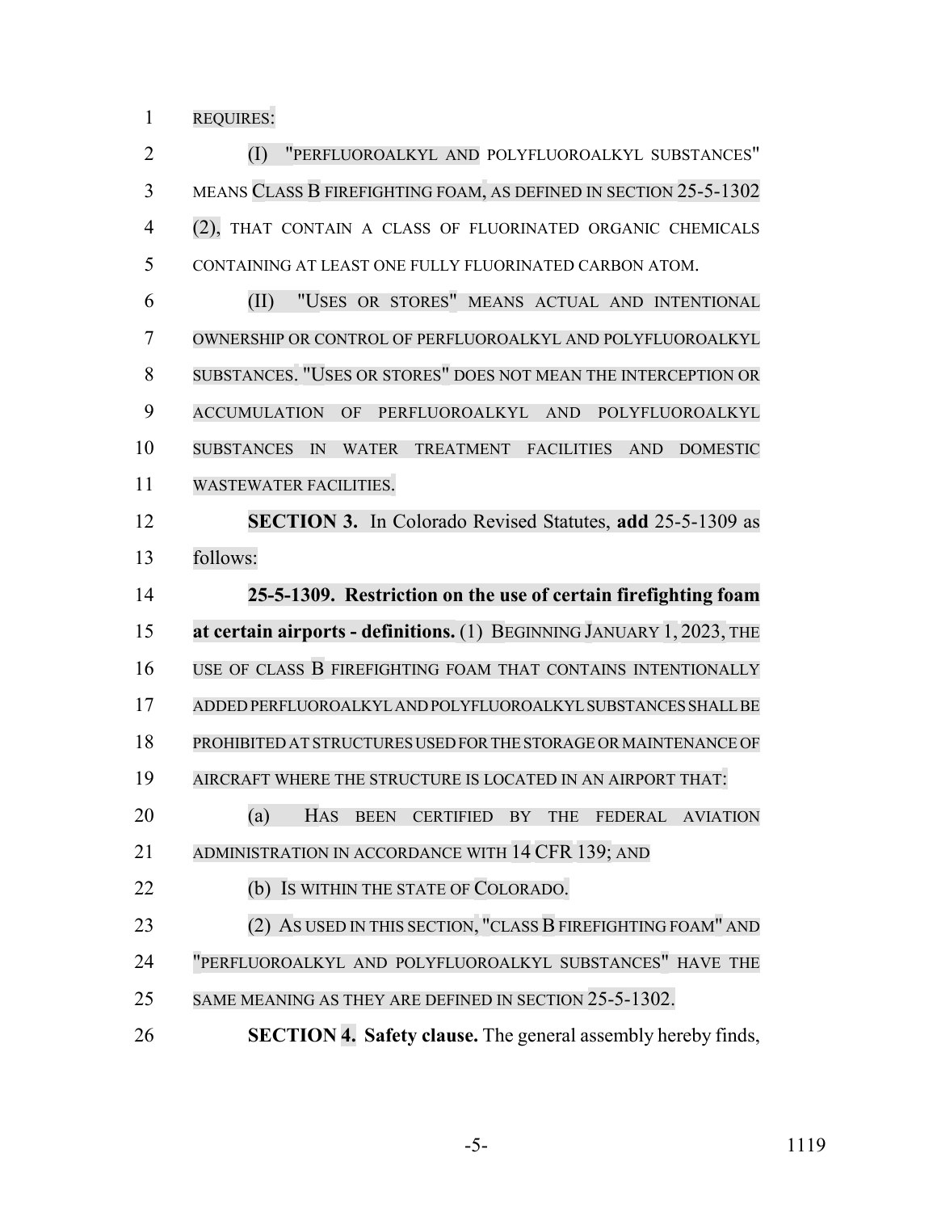REQUIRES:

(I) "PERFLUOROALKYL AND POLYFLUOROALKYL SUBSTANCES" MEANS CLASS B FIREFIGHTING FOAM, AS DEFINED IN SECTION 25-5-1302 (2), THAT CONTAIN A CLASS OF FLUORINATED ORGANIC CHEMICALS CONTAINING AT LEAST ONE FULLY FLUORINATED CARBON ATOM.

(II) "USES OR STORES" MEANS ACTUAL AND INTENTIONAL OWNERSHIP OR CONTROL OF PERFLUOROALKYL AND POLYFLUOROALKYL SUBSTANCES. "USES OR STORES" DOES NOT MEAN THE INTERCEPTION OR ACCUMULATION OF PERFLUOROALKYL AND POLYFLUOROALKYL SUBSTANCES IN WATER TREATMENT FACILITIES AND DOMESTIC WASTEWATER FACILITIES.

**SECTION 3.** In Colorado Revised Statutes, **add** 25-5-1309 as follows:

**25-5-1309. Restriction on the use of certain firefighting foam at certain airports - definitions.** (1) BEGINNING JANUARY 1, 2023, THE USE OF CLASS B FIREFIGHTING FOAM THAT CONTAINS INTENTIONALLY ADDED PERFLUOROALKYL AND POLYFLUOROALKYL SUBSTANCES SHALL BE PROHIBITED AT STRUCTURES USED FOR THE STORAGE OR MAINTENANCE OF AIRCRAFT WHERE THE STRUCTURE IS LOCATED IN AN AIRPORT THAT:

(a) HAS BEEN CERTIFIED BY THE FEDERAL AVIATION ADMINISTRATION IN ACCORDANCE WITH 14 CFR 139; AND

(b) IS WITHIN THE STATE OF COLORADO.

(2) AS USED IN THIS SECTION, "CLASS B FIREFIGHTING FOAM" AND "PERFLUOROALKYL AND POLYFLUOROALKYL SUBSTANCES" HAVE THE SAME MEANING AS THEY ARE DEFINED IN SECTION 25-5-1302.

**SECTION 4. Safety clause.** The general assembly hereby finds,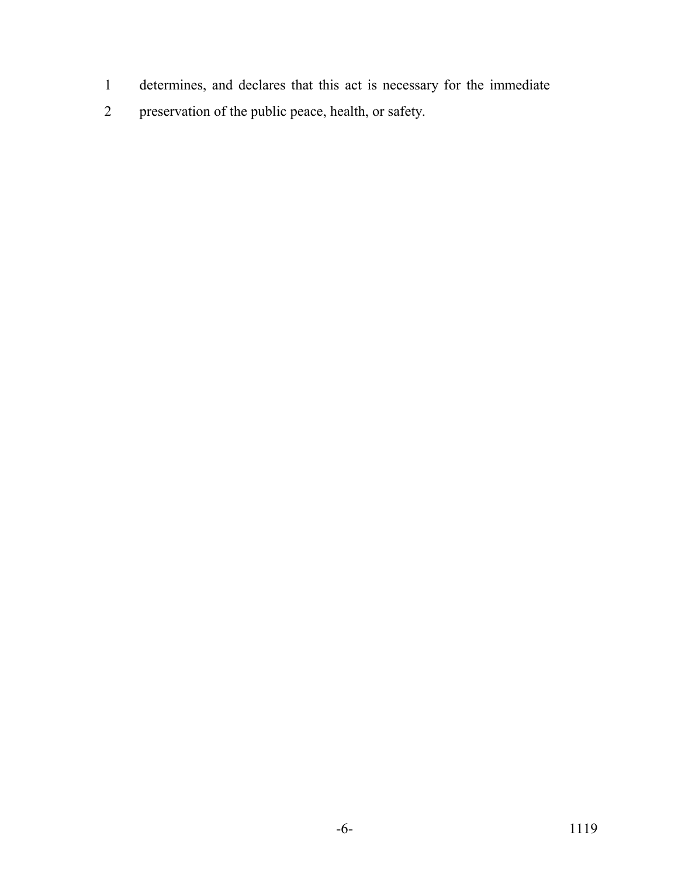determines, and declares that this act is necessary for the immediate preservation of the public peace, health, or safety.